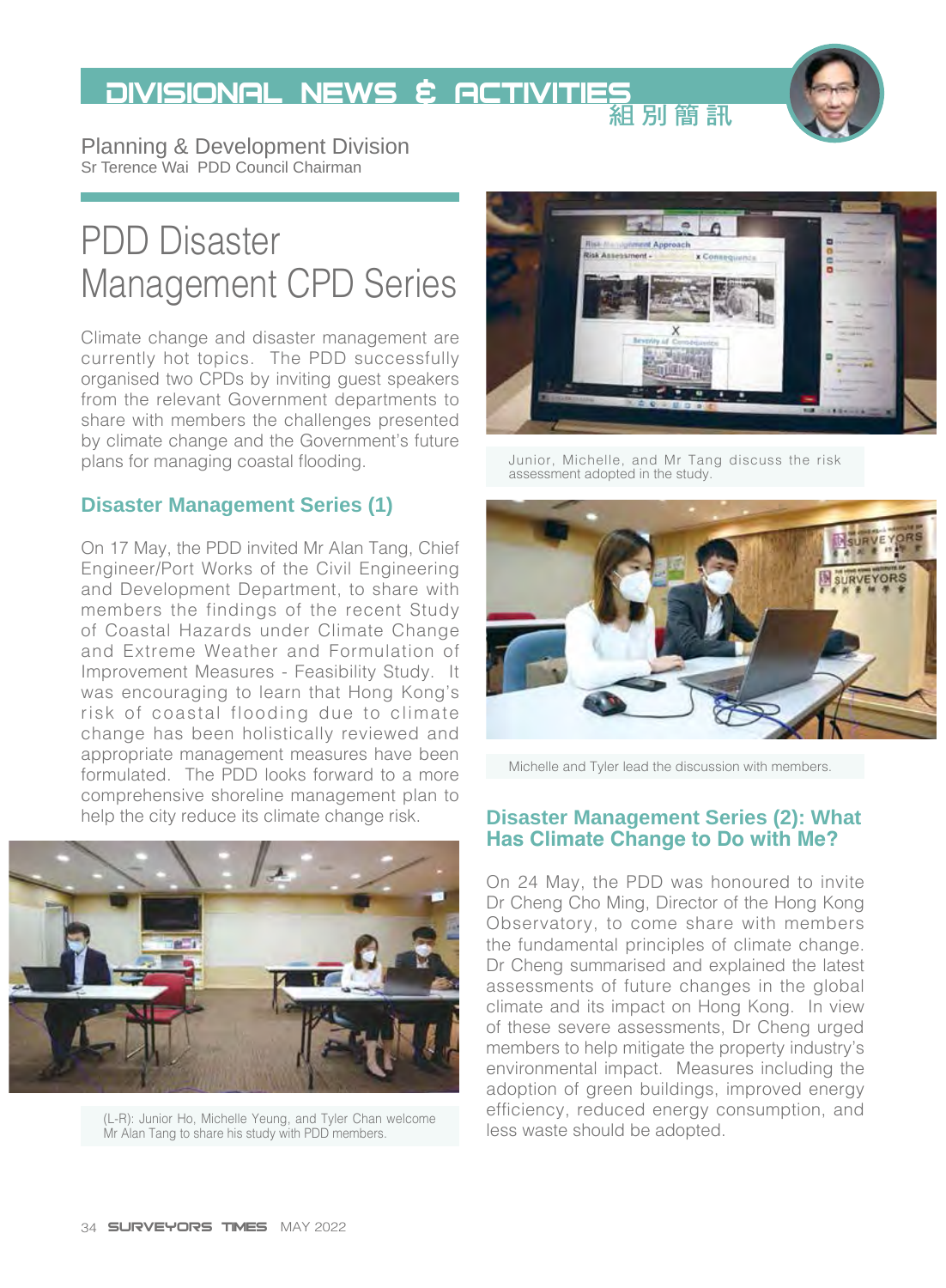# DIVISIONAL NEWS & ACTIVITIES 組別簡訊

Planning & Development Division
Sr Terence Wai PDD Council Chairman

## PDD Disaster Management CPD Series

Climate change and disaster management are currently hot topics. The PDD successfully organised two CPDs by inviting guest speakers from the relevant Government departments to share with members the challenges presented by climate change and the Government's future plans for managing coastal flooding.

### Disaster Management Series (1)

On 17 May, the PDD invited Mr Alan Tang, Chief Engineer/Port Works of the Civil Engineering and Development Department, to share with members the findings of the recent Study of Coastal Hazards under Climate Change and Extreme Weather and Formulation of Improvement Measures - Feasibility Study. It was encouraging to learn that Hong Kong's risk of coastal flooding due to climate change has been holistically reviewed and appropriate management measures have been formulated. The PDD looks forward to a more comprehensive shoreline management plan to help the city reduce its climate change risk.

(L-R): Junior Ho, Michelle Yeung, and Tyler Chan welcome Mr Alan Tang to share his study with PDD members.

Junior, Michelle, and Mr Tang discuss the risk assessment adopted in the study.

Michelle and Tyler lead the discussion with members.

### Disaster Management Series (2): What Has Climate Change to Do with Me?

On 24 May, the PDD was honoured to invite Dr Cheng Cho Ming, Director of the Hong Kong Observatory, to come share with members the fundamental principles of climate change. Dr Cheng summarised and explained the latest assessments of future changes in the global climate and its impact on Hong Kong. In view of these severe assessments, Dr Cheng urged members to help mitigate the property industry's environmental impact. Measures including the adoption of green buildings, improved energy efficiency, reduced energy consumption, and less waste should be adopted.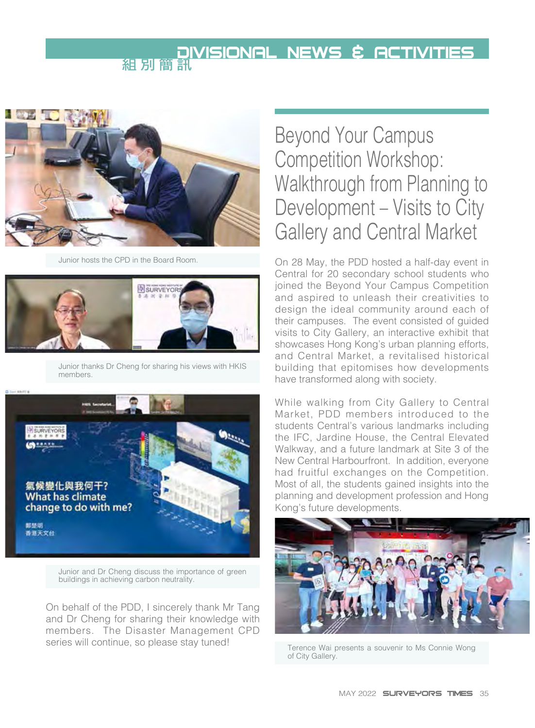Junior hosts the CPD in the Board Room.

Junior thanks Dr Cheng for sharing his views with HKIS members.

Junior and Dr Cheng discuss the importance of green buildings in achieving carbon neutrality.

On behalf of the PDD, I sincerely thank Mr Tang and Dr Cheng for sharing their knowledge with members. The Disaster Management CPD series will continue, so please stay tuned!

# Beyond Your Campus Competition Workshop: Walkthrough from Planning to Development – Visits to City Gallery and Central Market

On 28 May, the PDD hosted a half-day event in Central for 20 secondary school students who joined the Beyond Your Campus Competition and aspired to unleash their creativities to design the ideal community around each of their campuses. The event consisted of guided visits to City Gallery, an interactive exhibit that showcases Hong Kong's urban planning efforts, and Central Market, a revitalised historical building that epitomises how developments have transformed along with society.

While walking from City Gallery to Central Market, PDD members introduced to the students Central's various landmarks including the IFC, Jardine House, the Central Elevated Walkway, and a future landmark at Site 3 of the New Central Harbourfront. In addition, everyone had fruitful exchanges on the Competition. Most of all, the students gained insights into the planning and development profession and Hong Kong's future developments.

Terence Wai presents a souvenir to Ms Connie Wong of City Gallery.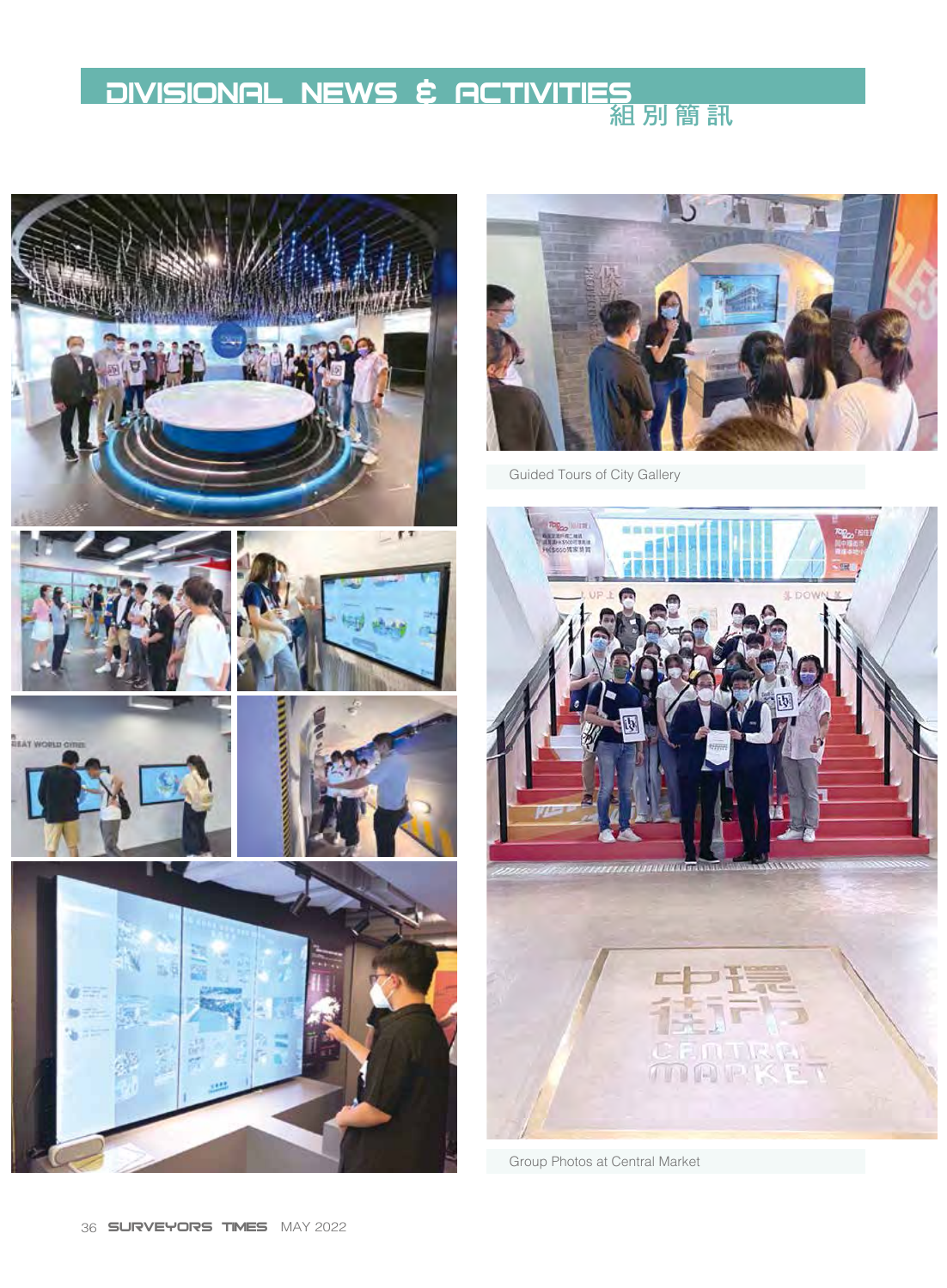# DIVISIONAL NEWS & ACTIVITIES 組別簡訊

Guided Tours of City Gallery

Group Photos at Central Market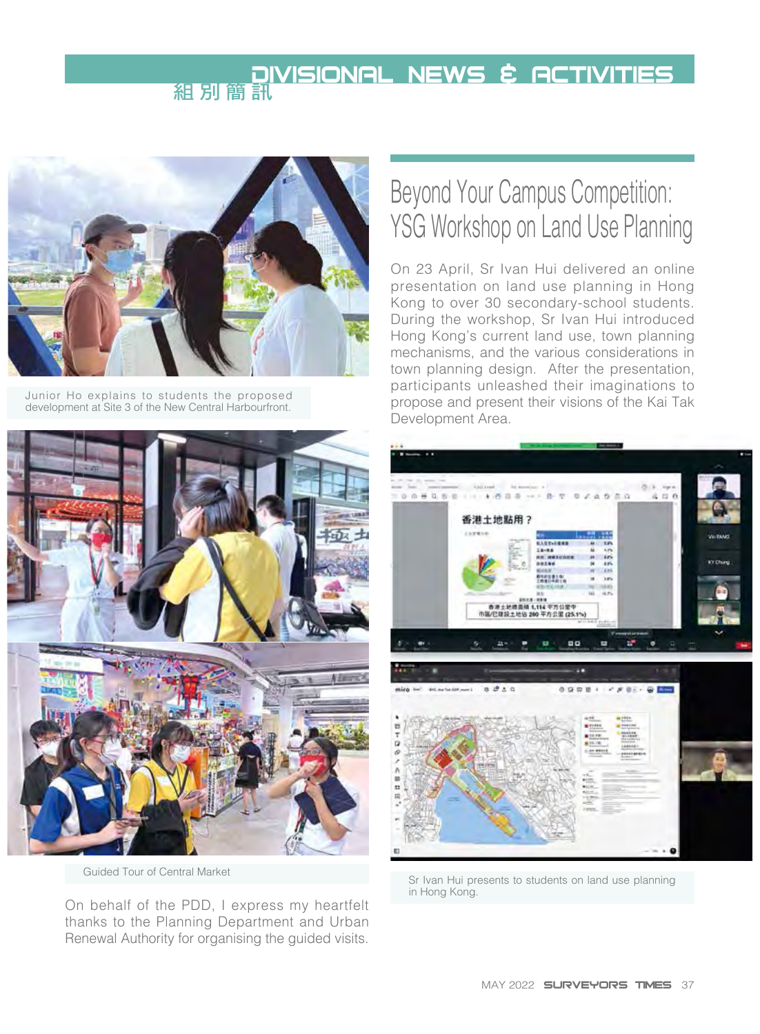Junior Ho explains to students the proposed development at Site 3 of the New Central Harbourfront.

Guided Tour of Central Market

On behalf of the PDD, I express my heartfelt thanks to the Planning Department and Urban Renewal Authority for organising the guided visits.

## Beyond Your Campus Competition: YSG Workshop on Land Use Planning

On 23 April, Sr Ivan Hui delivered an online presentation on land use planning in Hong Kong to over 30 secondary-school students. During the workshop, Sr Ivan Hui introduced Hong Kong's current land use, town planning mechanisms, and the various considerations in town planning design. After the presentation, participants unleashed their imaginations to propose and present their visions of the Kai Tak Development Area.

Sr Ivan Hui presents to students on land use planning in Hong Kong.